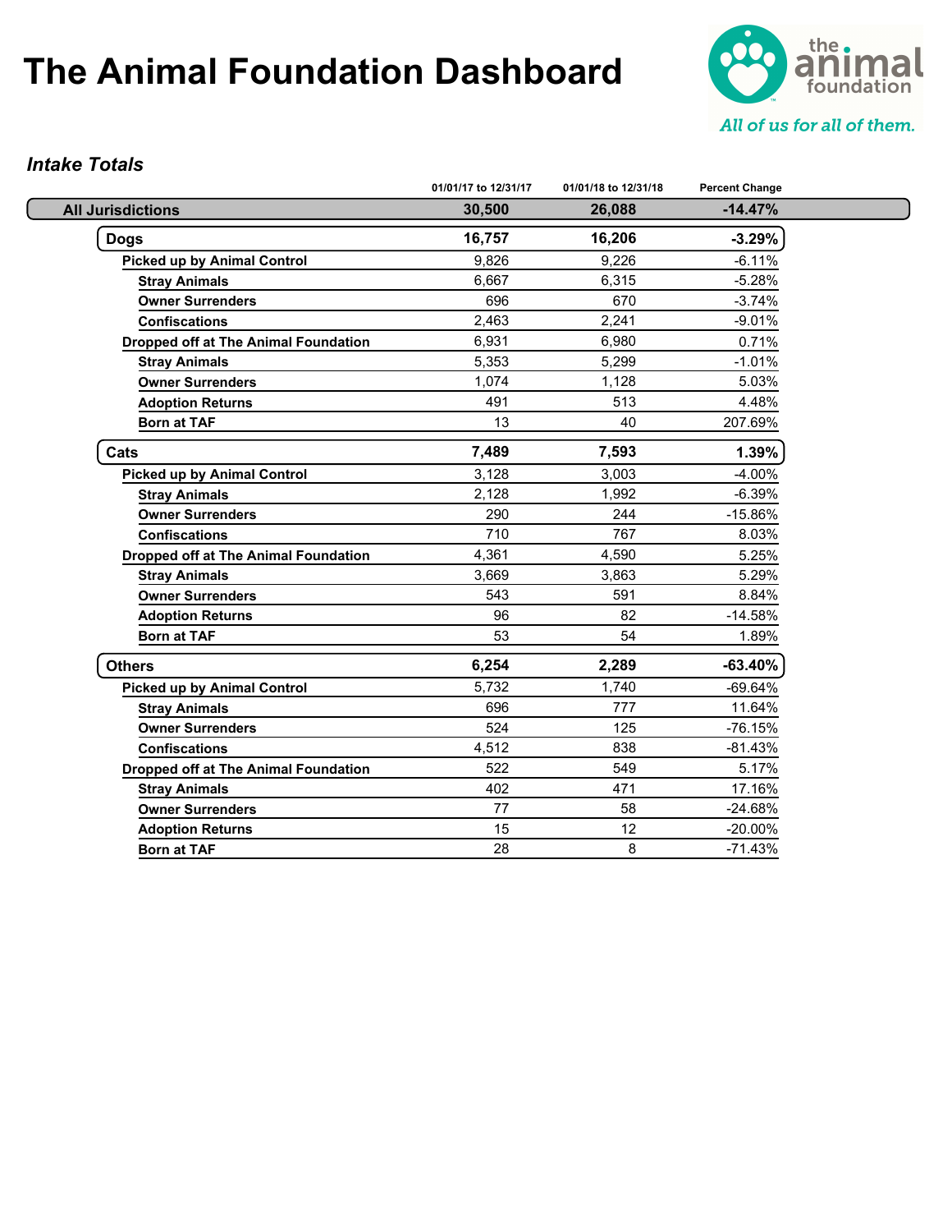# The Animal Foundation Dashboard

the animal foundation

*All of us for all of them.*

## *Intake Totals*

| | 01/01/17 to 12/31/17 | 01/01/18 to 12/31/18 | Percent Change |
|---|---|---|---|
| **All Jurisdictions** | **30,500** | **26,088** | **-14.47%** |
| **Dogs** | **16,757** | **16,206** | **-3.29%** |
| **Picked up by Animal Control** | 9,826 | 9,226 | -6.11% |
| **Stray Animals** | 6,667 | 6,315 | -5.28% |
| **Owner Surrenders** | 696 | 670 | -3.74% |
| **Confiscations** | 2,463 | 2,241 | -9.01% |
| **Dropped off at The Animal Foundation** | 6,931 | 6,980 | 0.71% |
| **Stray Animals** | 5,353 | 5,299 | -1.01% |
| **Owner Surrenders** | 1,074 | 1,128 | 5.03% |
| **Adoption Returns** | 491 | 513 | 4.48% |
| **Born at TAF** | 13 | 40 | 207.69% |
| **Cats** | **7,489** | **7,593** | **1.39%** |
| **Picked up by Animal Control** | 3,128 | 3,003 | -4.00% |
| **Stray Animals** | 2,128 | 1,992 | -6.39% |
| **Owner Surrenders** | 290 | 244 | -15.86% |
| **Confiscations** | 710 | 767 | 8.03% |
| **Dropped off at The Animal Foundation** | 4,361 | 4,590 | 5.25% |
| **Stray Animals** | 3,669 | 3,863 | 5.29% |
| **Owner Surrenders** | 543 | 591 | 8.84% |
| **Adoption Returns** | 96 | 82 | -14.58% |
| **Born at TAF** | 53 | 54 | 1.89% |
| **Others** | **6,254** | **2,289** | **-63.40%** |
| **Picked up by Animal Control** | 5,732 | 1,740 | -69.64% |
| **Stray Animals** | 696 | 777 | 11.64% |
| **Owner Surrenders** | 524 | 125 | -76.15% |
| **Confiscations** | 4,512 | 838 | -81.43% |
| **Dropped off at The Animal Foundation** | 522 | 549 | 5.17% |
| **Stray Animals** | 402 | 471 | 17.16% |
| **Owner Surrenders** | 77 | 58 | -24.68% |
| **Adoption Returns** | 15 | 12 | -20.00% |
| **Born at TAF** | 28 | 8 | -71.43% |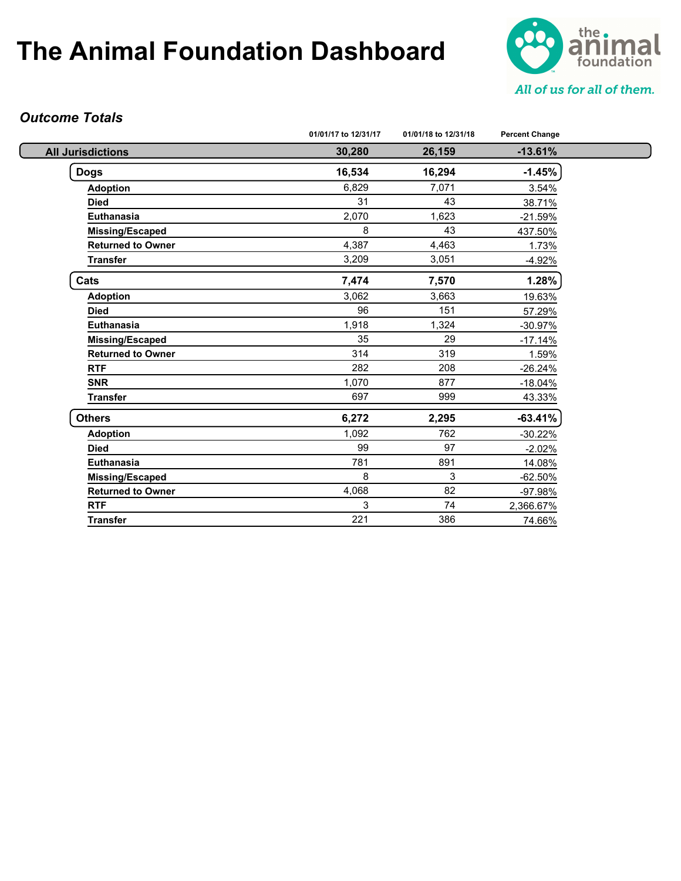# The Animal Foundation Dashboard

the animal foundation

*All of us for all of them.*

***Outcome Totals***

| | 01/01/17 to 12/31/17 | 01/01/18 to 12/31/18 | Percent Change |
|---|---|---|---|
| **All Jurisdictions** | **30,280** | **26,159** | **-13.61%** |
| **Dogs** | **16,534** | **16,294** | **-1.45%** |
| **Adoption** | 6,829 | 7,071 | 3.54% |
| **Died** | 31 | 43 | 38.71% |
| **Euthanasia** | 2,070 | 1,623 | -21.59% |
| **Missing/Escaped** | 8 | 43 | 437.50% |
| **Returned to Owner** | 4,387 | 4,463 | 1.73% |
| **Transfer** | 3,209 | 3,051 | -4.92% |
| **Cats** | **7,474** | **7,570** | **1.28%** |
| **Adoption** | 3,062 | 3,663 | 19.63% |
| **Died** | 96 | 151 | 57.29% |
| **Euthanasia** | 1,918 | 1,324 | -30.97% |
| **Missing/Escaped** | 35 | 29 | -17.14% |
| **Returned to Owner** | 314 | 319 | 1.59% |
| **RTF** | 282 | 208 | -26.24% |
| **SNR** | 1,070 | 877 | -18.04% |
| **Transfer** | 697 | 999 | 43.33% |
| **Others** | **6,272** | **2,295** | **-63.41%** |
| **Adoption** | 1,092 | 762 | -30.22% |
| **Died** | 99 | 97 | -2.02% |
| **Euthanasia** | 781 | 891 | 14.08% |
| **Missing/Escaped** | 8 | 3 | -62.50% |
| **Returned to Owner** | 4,068 | 82 | -97.98% |
| **RTF** | 3 | 74 | 2,366.67% |
| **Transfer** | 221 | 386 | 74.66% |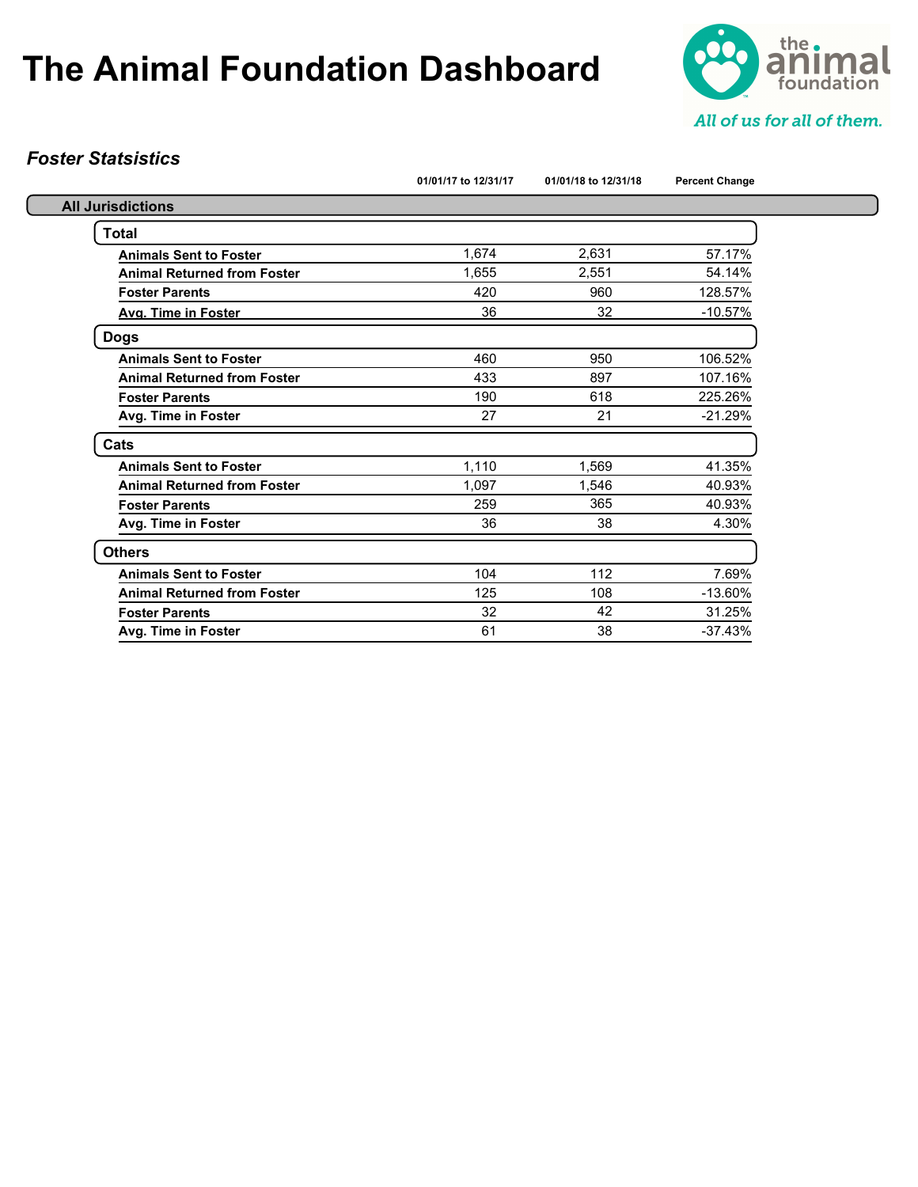# The Animal Foundation Dashboard

the animal foundation

*All of us for all of them.*

***Foster Statsistics***

| | 01/01/17 to 12/31/17 | 01/01/18 to 12/31/18 | Percent Change |
|---|---|---|---|
| **All Jurisdictions** | | | |
| **Total** | | | |
| **Animals Sent to Foster** | 1,674 | 2,631 | 57.17% |
| **Animal Returned from Foster** | 1,655 | 2,551 | 54.14% |
| **Foster Parents** | 420 | 960 | 128.57% |
| **Avg. Time in Foster** | 36 | 32 | -10.57% |
| **Dogs** | | | |
| **Animals Sent to Foster** | 460 | 950 | 106.52% |
| **Animal Returned from Foster** | 433 | 897 | 107.16% |
| **Foster Parents** | 190 | 618 | 225.26% |
| **Avg. Time in Foster** | 27 | 21 | -21.29% |
| **Cats** | | | |
| **Animals Sent to Foster** | 1,110 | 1,569 | 41.35% |
| **Animal Returned from Foster** | 1,097 | 1,546 | 40.93% |
| **Foster Parents** | 259 | 365 | 40.93% |
| **Avg. Time in Foster** | 36 | 38 | 4.30% |
| **Others** | | | |
| **Animals Sent to Foster** | 104 | 112 | 7.69% |
| **Animal Returned from Foster** | 125 | 108 | -13.60% |
| **Foster Parents** | 32 | 42 | 31.25% |
| **Avg. Time in Foster** | 61 | 38 | -37.43% |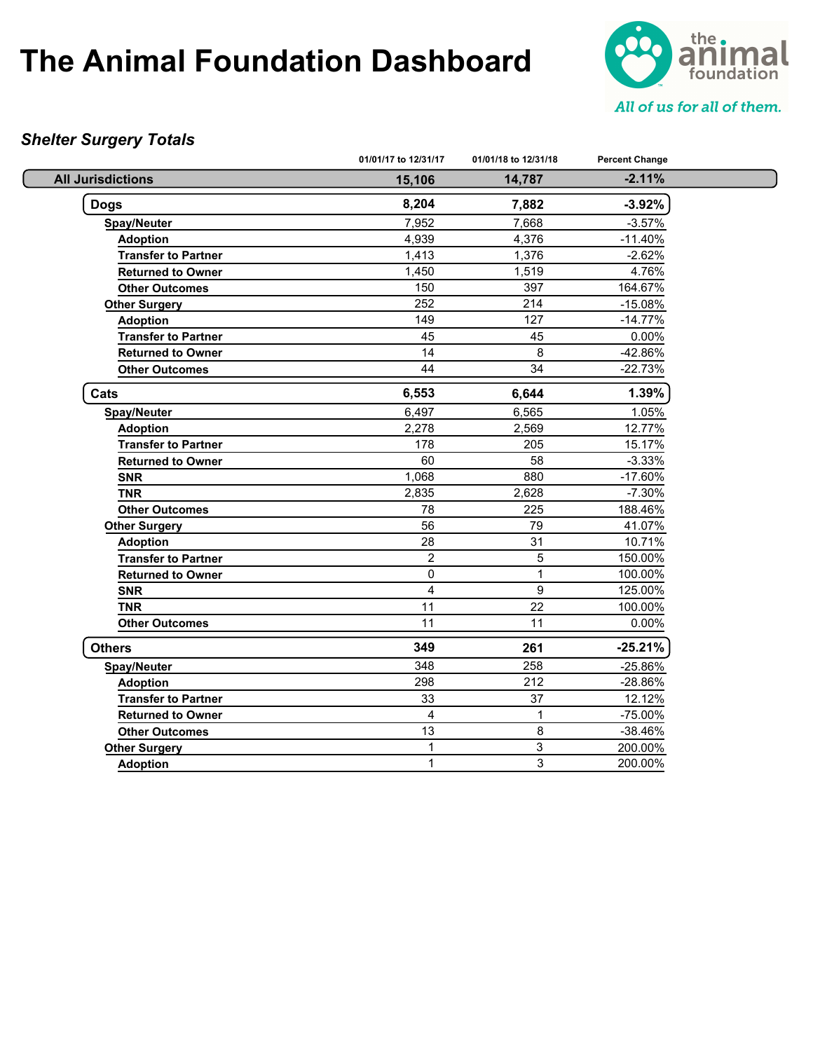# The Animal Foundation Dashboard

the animal foundation

*All of us for all of them.*

## *Shelter Surgery Totals*

| | 01/01/17 to 12/31/17 | 01/01/18 to 12/31/18 | Percent Change |
|---|---|---|---|
| **All Jurisdictions** | **15,106** | **14,787** | **-2.11%** |
| **Dogs** | **8,204** | **7,882** | **-3.92%** |
| **Spay/Neuter** | 7,952 | 7,668 | -3.57% |
| **Adoption** | 4,939 | 4,376 | -11.40% |
| **Transfer to Partner** | 1,413 | 1,376 | -2.62% |
| **Returned to Owner** | 1,450 | 1,519 | 4.76% |
| **Other Outcomes** | 150 | 397 | 164.67% |
| **Other Surgery** | 252 | 214 | -15.08% |
| **Adoption** | 149 | 127 | -14.77% |
| **Transfer to Partner** | 45 | 45 | 0.00% |
| **Returned to Owner** | 14 | 8 | -42.86% |
| **Other Outcomes** | 44 | 34 | -22.73% |
| **Cats** | **6,553** | **6,644** | **1.39%** |
| **Spay/Neuter** | 6,497 | 6,565 | 1.05% |
| **Adoption** | 2,278 | 2,569 | 12.77% |
| **Transfer to Partner** | 178 | 205 | 15.17% |
| **Returned to Owner** | 60 | 58 | -3.33% |
| **SNR** | 1,068 | 880 | -17.60% |
| **TNR** | 2,835 | 2,628 | -7.30% |
| **Other Outcomes** | 78 | 225 | 188.46% |
| **Other Surgery** | 56 | 79 | 41.07% |
| **Adoption** | 28 | 31 | 10.71% |
| **Transfer to Partner** | 2 | 5 | 150.00% |
| **Returned to Owner** | 0 | 1 | 100.00% |
| **SNR** | 4 | 9 | 125.00% |
| **TNR** | 11 | 22 | 100.00% |
| **Other Outcomes** | 11 | 11 | 0.00% |
| **Others** | **349** | **261** | **-25.21%** |
| **Spay/Neuter** | 348 | 258 | -25.86% |
| **Adoption** | 298 | 212 | -28.86% |
| **Transfer to Partner** | 33 | 37 | 12.12% |
| **Returned to Owner** | 4 | 1 | -75.00% |
| **Other Outcomes** | 13 | 8 | -38.46% |
| **Other Surgery** | 1 | 3 | 200.00% |
| **Adoption** | 1 | 3 | 200.00% |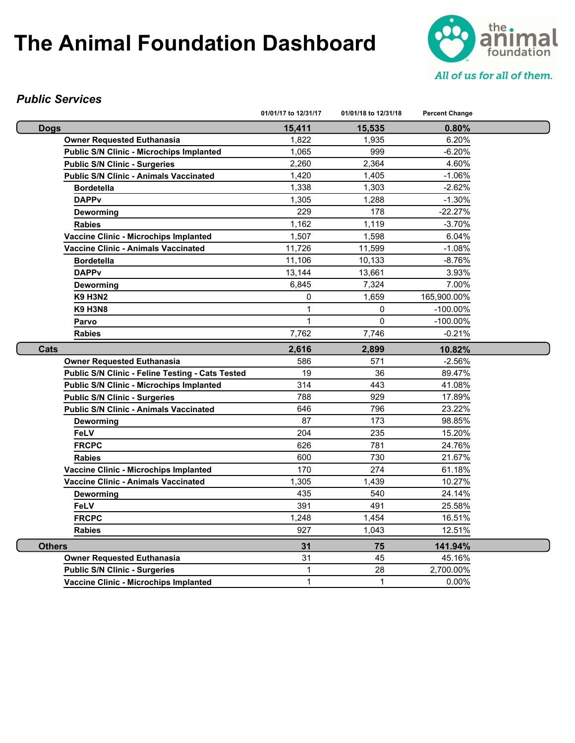# The Animal Foundation Dashboard

the animal foundation

*All of us for all of them.*

### *Public Services*

| | 01/01/17 to 12/31/17 | 01/01/18 to 12/31/18 | Percent Change |
|---|---|---|---|
| **Dogs** | **15,411** | **15,535** | **0.80%** |
| **Owner Requested Euthanasia** | 1,822 | 1,935 | 6.20% |
| **Public S/N Clinic - Microchips Implanted** | 1,065 | 999 | -6.20% |
| **Public S/N Clinic - Surgeries** | 2,260 | 2,364 | 4.60% |
| **Public S/N Clinic - Animals Vaccinated** | 1,420 | 1,405 | -1.06% |
| **Bordetella** | 1,338 | 1,303 | -2.62% |
| **DAPPv** | 1,305 | 1,288 | -1.30% |
| **Deworming** | 229 | 178 | -22.27% |
| **Rabies** | 1,162 | 1,119 | -3.70% |
| **Vaccine Clinic - Microchips Implanted** | 1,507 | 1,598 | 6.04% |
| **Vaccine Clinic - Animals Vaccinated** | 11,726 | 11,599 | -1.08% |
| **Bordetella** | 11,106 | 10,133 | -8.76% |
| **DAPPv** | 13,144 | 13,661 | 3.93% |
| **Deworming** | 6,845 | 7,324 | 7.00% |
| **K9 H3N2** | 0 | 1,659 | 165,900.00% |
| **K9 H3N8** | 1 | 0 | -100.00% |
| **Parvo** | 1 | 0 | -100.00% |
| **Rabies** | 7,762 | 7,746 | -0.21% |
| **Cats** | **2,616** | **2,899** | **10.82%** |
| **Owner Requested Euthanasia** | 586 | 571 | -2.56% |
| **Public S/N Clinic - Feline Testing - Cats Tested** | 19 | 36 | 89.47% |
| **Public S/N Clinic - Microchips Implanted** | 314 | 443 | 41.08% |
| **Public S/N Clinic - Surgeries** | 788 | 929 | 17.89% |
| **Public S/N Clinic - Animals Vaccinated** | 646 | 796 | 23.22% |
| **Deworming** | 87 | 173 | 98.85% |
| **FeLV** | 204 | 235 | 15.20% |
| **FRCPC** | 626 | 781 | 24.76% |
| **Rabies** | 600 | 730 | 21.67% |
| **Vaccine Clinic - Microchips Implanted** | 170 | 274 | 61.18% |
| **Vaccine Clinic - Animals Vaccinated** | 1,305 | 1,439 | 10.27% |
| **Deworming** | 435 | 540 | 24.14% |
| **FeLV** | 391 | 491 | 25.58% |
| **FRCPC** | 1,248 | 1,454 | 16.51% |
| **Rabies** | 927 | 1,043 | 12.51% |
| **Others** | **31** | **75** | **141.94%** |
| **Owner Requested Euthanasia** | 31 | 45 | 45.16% |
| **Public S/N Clinic - Surgeries** | 1 | 28 | 2,700.00% |
| **Vaccine Clinic - Microchips Implanted** | 1 | 1 | 0.00% |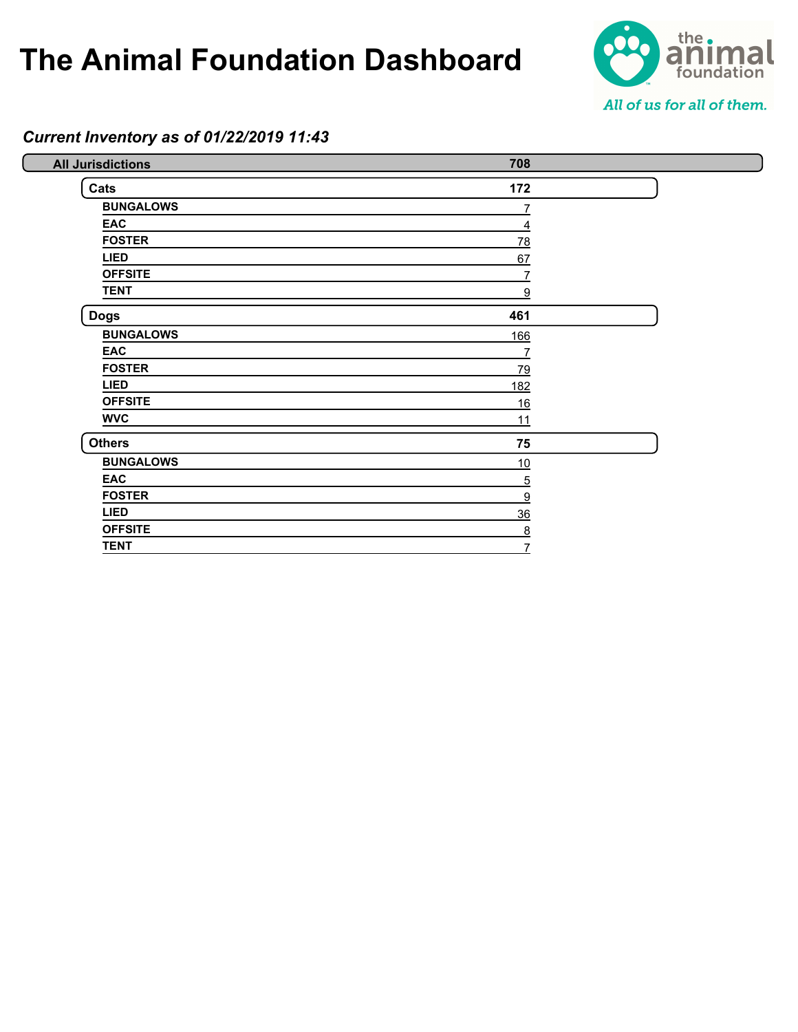# The Animal Foundation Dashboard

the animal foundation

*All of us for all of them.*

***Current Inventory as of 01/22/2019 11:43***

| Category | Count |
|---|---|
| **All Jurisdictions** | **708** |
| **Cats** | **172** |
| BUNGALOWS | 7 |
| EAC | 4 |
| FOSTER | 78 |
| LIED | 67 |
| OFFSITE | 7 |
| TENT | 9 |
| **Dogs** | **461** |
| BUNGALOWS | 166 |
| EAC | 7 |
| FOSTER | 79 |
| LIED | 182 |
| OFFSITE | 16 |
| WVC | 11 |
| **Others** | **75** |
| BUNGALOWS | 10 |
| EAC | 5 |
| FOSTER | 9 |
| LIED | 36 |
| OFFSITE | 8 |
| TENT | 7 |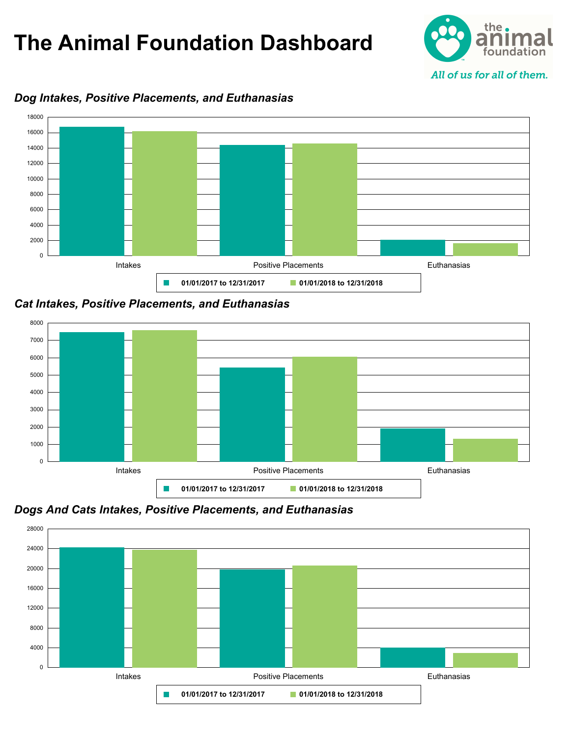# The Animal Foundation Dashboard

the animal foundation

*All of us for all of them.*

### *Dog Intakes, Positive Placements, and Euthanasias*

18000
16000
14000
12000
10000
8000
6000
4000
2000
0

Intakes Positive Placements Euthanasias

**01/01/2017 to 12/31/2017** **01/01/2018 to 12/31/2018**

### *Cat Intakes, Positive Placements, and Euthanasias*

8000
7000
6000
5000
4000
3000
2000
1000
0

Intakes Positive Placements Euthanasias

**01/01/2017 to 12/31/2017** **01/01/2018 to 12/31/2018**

### *Dogs And Cats Intakes, Positive Placements, and Euthanasias*

28000
24000
20000
16000
12000
8000
4000
0

Intakes Positive Placements Euthanasias

**01/01/2017 to 12/31/2017** **01/01/2018 to 12/31/2018**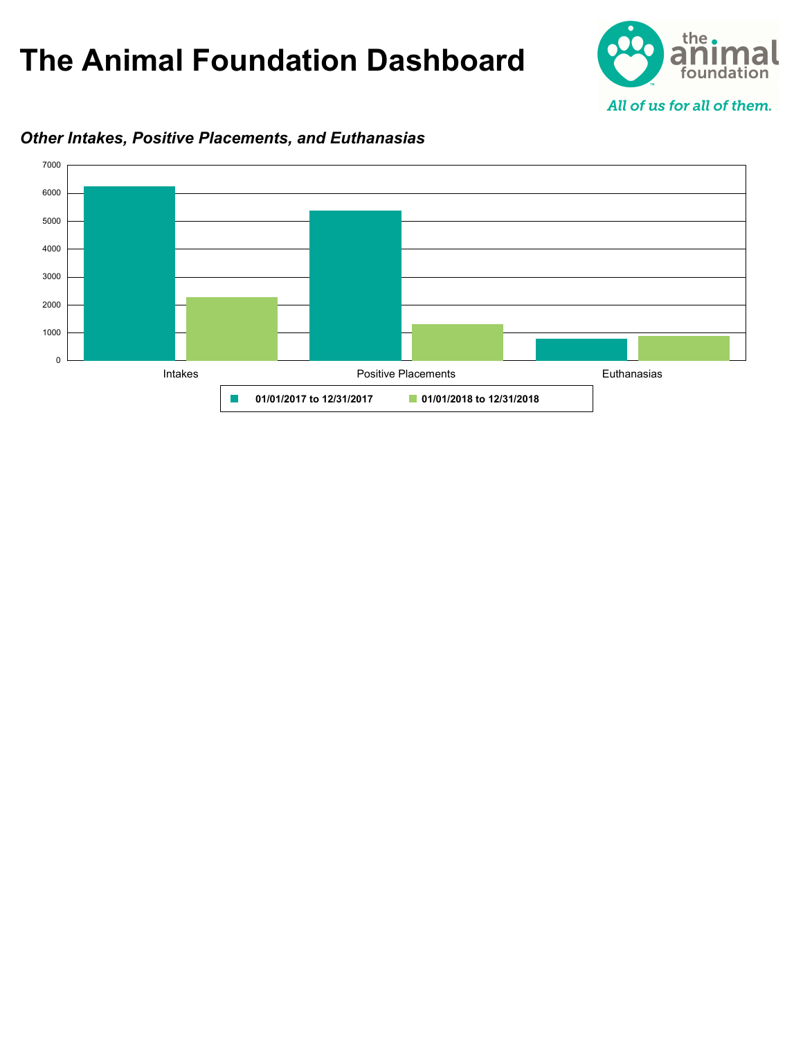# The Animal Foundation Dashboard

*Other Intakes, Positive Placements, and Euthanasias*

| | 01/01/2017 to 12/31/2017 | 01/01/2018 to 12/31/2018 |
|---|---|---|
| Intakes | | |
| Positive Placements | | |
| Euthanasias | | |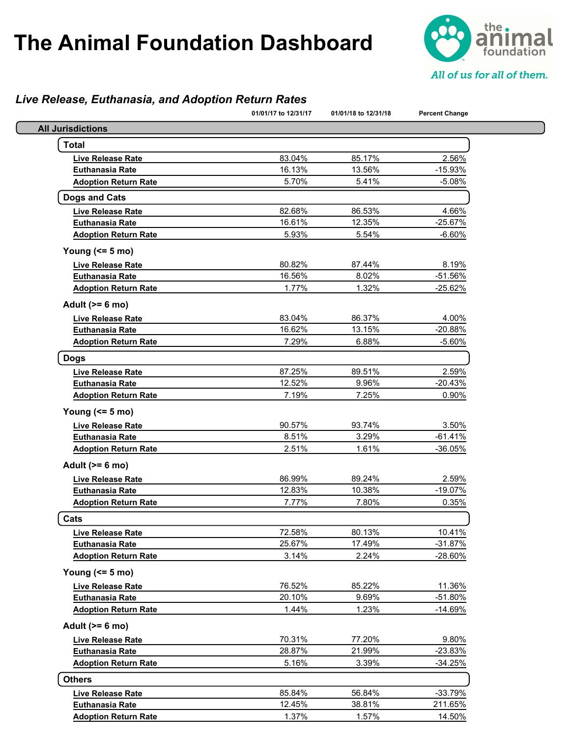# The Animal Foundation Dashboard

the animal foundation

*All of us for all of them.*

## *Live Release, Euthanasia, and Adoption Return Rates*

| | 01/01/17 to 12/31/17 | 01/01/18 to 12/31/18 | Percent Change |
|---|---|---|---|
| **All Jurisdictions** | | | |
| **Total** | | | |
| **Live Release Rate** | 83.04% | 85.17% | 2.56% |
| **Euthanasia Rate** | 16.13% | 13.56% | -15.93% |
| **Adoption Return Rate** | 5.70% | 5.41% | -5.08% |
| **Dogs and Cats** | | | |
| **Live Release Rate** | 82.68% | 86.53% | 4.66% |
| **Euthanasia Rate** | 16.61% | 12.35% | -25.67% |
| **Adoption Return Rate** | 5.93% | 5.54% | -6.60% |
| **Young (<= 5 mo)** | | | |
| **Live Release Rate** | 80.82% | 87.44% | 8.19% |
| **Euthanasia Rate** | 16.56% | 8.02% | -51.56% |
| **Adoption Return Rate** | 1.77% | 1.32% | -25.62% |
| **Adult (>= 6 mo)** | | | |
| **Live Release Rate** | 83.04% | 86.37% | 4.00% |
| **Euthanasia Rate** | 16.62% | 13.15% | -20.88% |
| **Adoption Return Rate** | 7.29% | 6.88% | -5.60% |
| **Dogs** | | | |
| **Live Release Rate** | 87.25% | 89.51% | 2.59% |
| **Euthanasia Rate** | 12.52% | 9.96% | -20.43% |
| **Adoption Return Rate** | 7.19% | 7.25% | 0.90% |
| **Young (<= 5 mo)** | | | |
| **Live Release Rate** | 90.57% | 93.74% | 3.50% |
| **Euthanasia Rate** | 8.51% | 3.29% | -61.41% |
| **Adoption Return Rate** | 2.51% | 1.61% | -36.05% |
| **Adult (>= 6 mo)** | | | |
| **Live Release Rate** | 86.99% | 89.24% | 2.59% |
| **Euthanasia Rate** | 12.83% | 10.38% | -19.07% |
| **Adoption Return Rate** | 7.77% | 7.80% | 0.35% |
| **Cats** | | | |
| **Live Release Rate** | 72.58% | 80.13% | 10.41% |
| **Euthanasia Rate** | 25.67% | 17.49% | -31.87% |
| **Adoption Return Rate** | 3.14% | 2.24% | -28.60% |
| **Young (<= 5 mo)** | | | |
| **Live Release Rate** | 76.52% | 85.22% | 11.36% |
| **Euthanasia Rate** | 20.10% | 9.69% | -51.80% |
| **Adoption Return Rate** | 1.44% | 1.23% | -14.69% |
| **Adult (>= 6 mo)** | | | |
| **Live Release Rate** | 70.31% | 77.20% | 9.80% |
| **Euthanasia Rate** | 28.87% | 21.99% | -23.83% |
| **Adoption Return Rate** | 5.16% | 3.39% | -34.25% |
| **Others** | | | |
| **Live Release Rate** | 85.84% | 56.84% | -33.79% |
| **Euthanasia Rate** | 12.45% | 38.81% | 211.65% |
| **Adoption Return Rate** | 1.37% | 1.57% | 14.50% |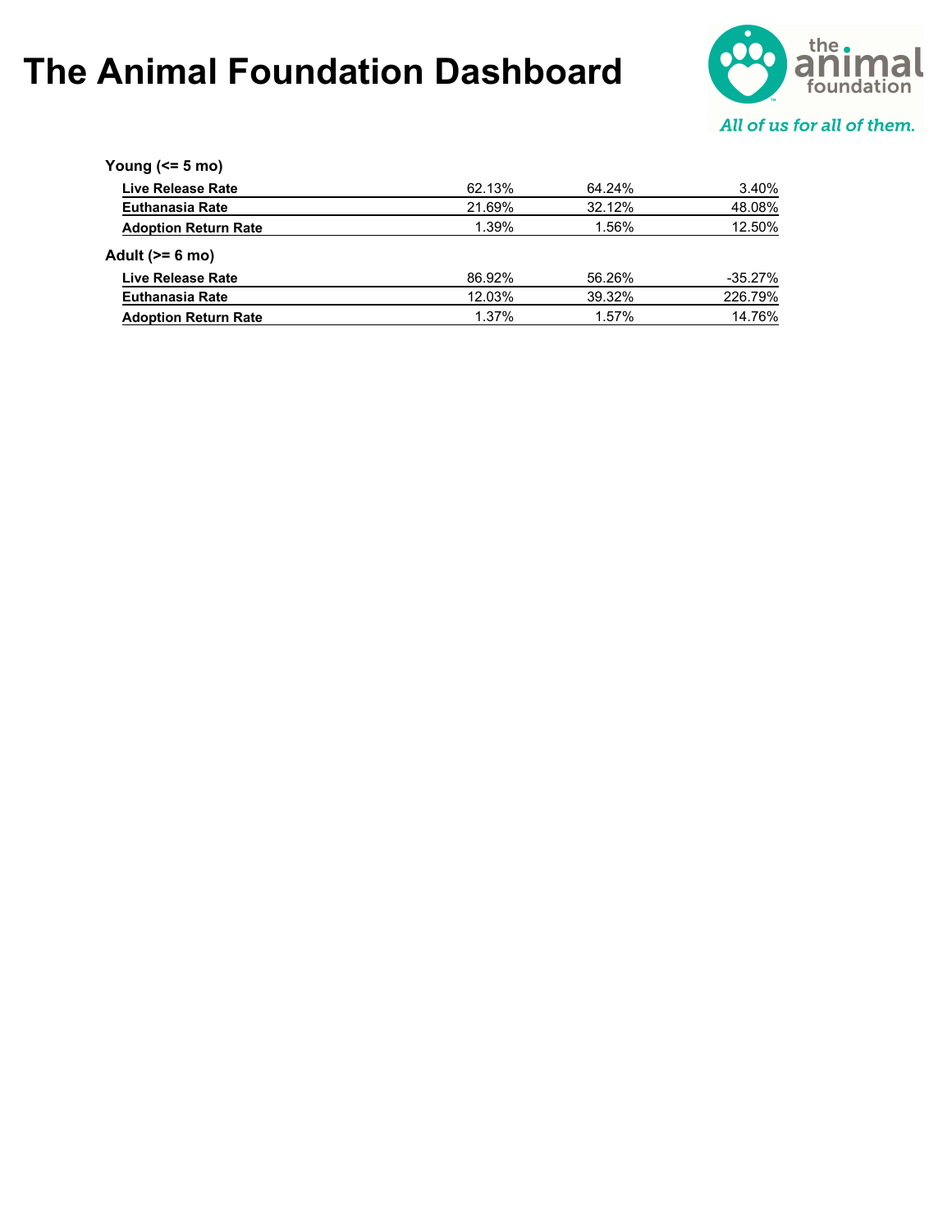# The Animal Foundation Dashboard

All of us for all of them.

| | | | |
|---|---|---|---|
| **Young (<= 5 mo)** | | | |
| **Live Release Rate** | 62.13% | 64.24% | 3.40% |
| **Euthanasia Rate** | 21.69% | 32.12% | 48.08% |
| **Adoption Return Rate** | 1.39% | 1.56% | 12.50% |
| **Adult (>= 6 mo)** | | | |
| **Live Release Rate** | 86.92% | 56.26% | -35.27% |
| **Euthanasia Rate** | 12.03% | 39.32% | 226.79% |
| **Adoption Return Rate** | 1.37% | 1.57% | 14.76% |